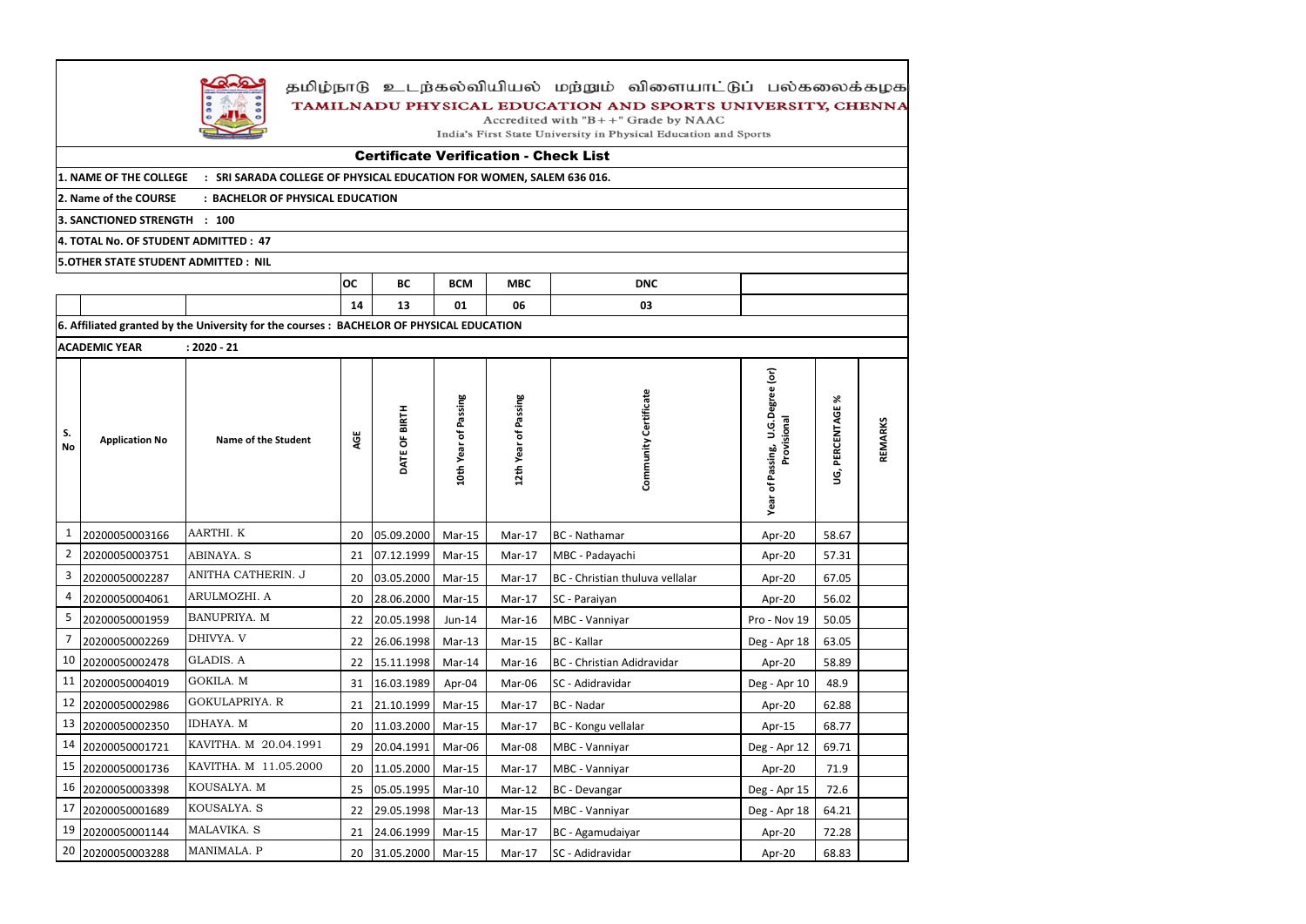தமிழ்நாடு உடற்கல்வியியல் மற்றும் விளையாட்டுப் பல்கலைக்கழக

TAMILNADU PHYSICAL EDUCATION AND SPORTS UNIVERSITY, CHENNA

Accredited with "B++" Grade by NAAC

India's First State University in Physical Education and Sports

## Certificate Verification - Check List

**1. NAME OF THE COLLEGE : SRI SARADA COLLEGE OF PHYSICAL EDUCATION FOR WOMEN, SALEM 636 016.**

**2. Name of the COURSE : BACHELOR OF PHYSICAL EDUCATION**

**3. SANCTIONED STRENGTH : 100**

**4. TOTAL No. OF STUDENT ADMITTED : 47**

**5.OTHER STATE STUDENT ADMITTED : NIL**

| OC | BC | BCM | MBC | DNC |
|---|---|---|---|---|
| 14 | 13 | 01 | 06 | 03 |

**6. Affiliated granted by the University for the courses : BACHELOR OF PHYSICAL EDUCATION**

**ACADEMIC YEAR : 2020 - 21**

| S. No | Application No | Name of the Student | AGE | DATE OF BIRTH | 10th Year of Passing | 12th Year of Passing | Community Certificate | Year of Passing, U.G.Degree (or) Provisional | UG, PERCENTAGE % | REMARKS |
|---|---|---|---|---|---|---|---|---|---|---|
| 1 | 20200050003166 | AARTHI. K | 20 | 05.09.2000 | Mar-15 | Mar-17 | BC - Nathamar | Apr-20 | 58.67 | |
| 2 | 20200050003751 | ABINAYA. S | 21 | 07.12.1999 | Mar-15 | Mar-17 | MBC - Padayachi | Apr-20 | 57.31 | |
| 3 | 20200050002287 | ANITHA CATHERIN. J | 20 | 03.05.2000 | Mar-15 | Mar-17 | BC - Christian thuluva vellalar | Apr-20 | 67.05 | |
| 4 | 20200050004061 | ARULMOZHI. A | 20 | 28.06.2000 | Mar-15 | Mar-17 | SC - Paraiyan | Apr-20 | 56.02 | |
| 5 | 20200050001959 | BANUPRIYA. M | 22 | 20.05.1998 | Jun-14 | Mar-16 | MBC - Vanniyar | Pro - Nov 19 | 50.05 | |
| 7 | 20200050002269 | DHIVYA. V | 22 | 26.06.1998 | Mar-13 | Mar-15 | BC - Kallar | Deg - Apr 18 | 63.05 | |
| 10 | 20200050002478 | GLADIS. A | 22 | 15.11.1998 | Mar-14 | Mar-16 | BC - Christian Adidravidar | Apr-20 | 58.89 | |
| 11 | 20200050004019 | GOKILA. M | 31 | 16.03.1989 | Apr-04 | Mar-06 | SC - Adidravidar | Deg - Apr 10 | 48.9 | |
| 12 | 20200050002986 | GOKULAPRIYA. R | 21 | 21.10.1999 | Mar-15 | Mar-17 | BC - Nadar | Apr-20 | 62.88 | |
| 13 | 20200050002350 | IDHAYA. M | 20 | 11.03.2000 | Mar-15 | Mar-17 | BC - Kongu vellalar | Apr-15 | 68.77 | |
| 14 | 20200050001721 | KAVITHA. M 20.04.1991 | 29 | 20.04.1991 | Mar-06 | Mar-08 | MBC - Vanniyar | Deg - Apr 12 | 69.71 | |
| 15 | 20200050001736 | KAVITHA. M 11.05.2000 | 20 | 11.05.2000 | Mar-15 | Mar-17 | MBC - Vanniyar | Apr-20 | 71.9 | |
| 16 | 20200050003398 | KOUSALYA. M | 25 | 05.05.1995 | Mar-10 | Mar-12 | BC - Devangar | Deg - Apr 15 | 72.6 | |
| 17 | 20200050001689 | KOUSALYA. S | 22 | 29.05.1998 | Mar-13 | Mar-15 | MBC - Vanniyar | Deg - Apr 18 | 64.21 | |
| 19 | 20200050001144 | MALAVIKA. S | 21 | 24.06.1999 | Mar-15 | Mar-17 | BC - Agamudaiyar | Apr-20 | 72.28 | |
| 20 | 20200050003288 | MANIMALA. P | 20 | 31.05.2000 | Mar-15 | Mar-17 | SC - Adidravidar | Apr-20 | 68.83 | |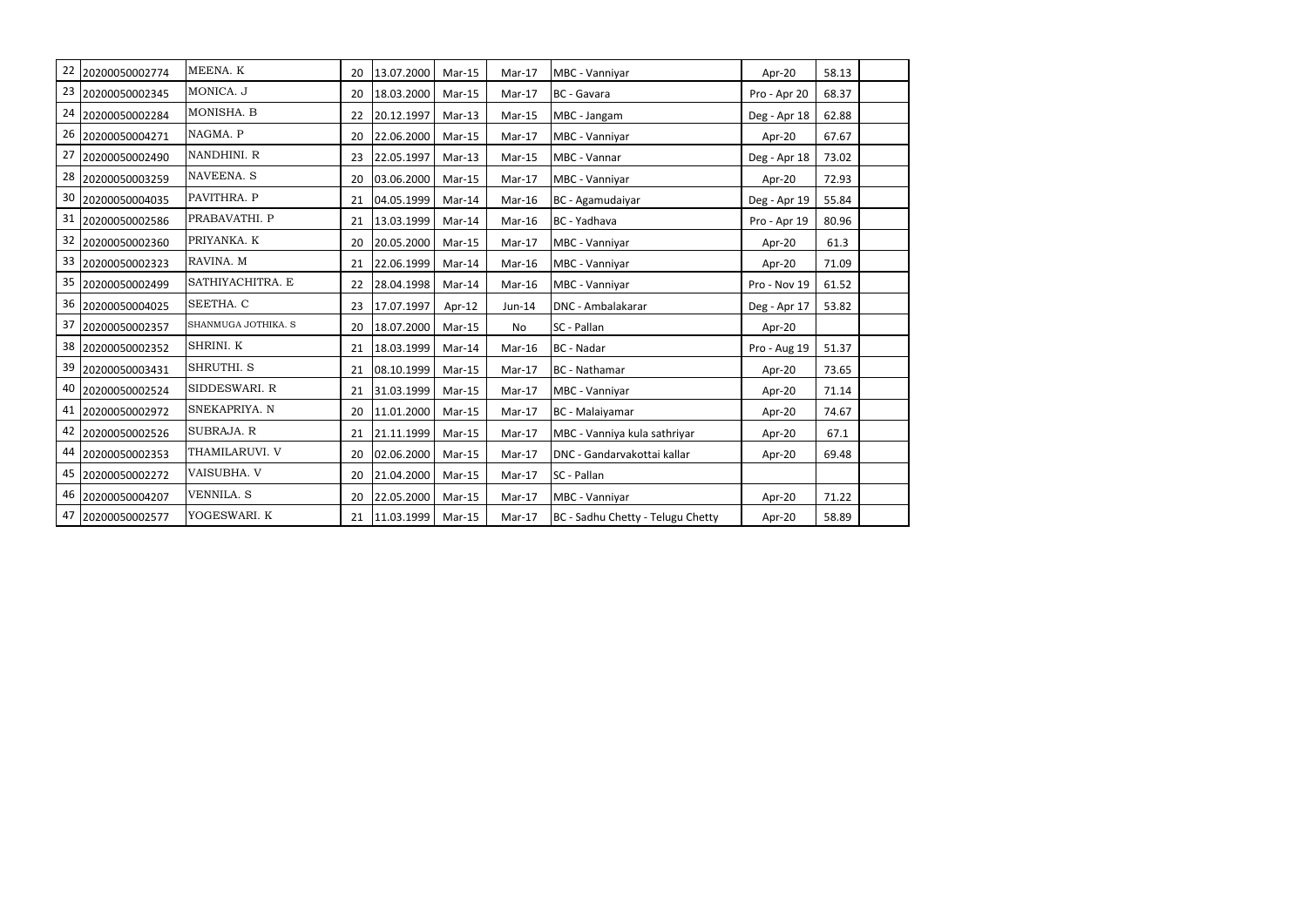| | | | | | | | | | | |
|---|---|---|---|---|---|---|---|---|---|---|
| 22 | 20200050002774 | MEENA. K | 20 | 13.07.2000 | Mar-15 | Mar-17 | MBC - Vanniyar | Apr-20 | 58.13 | |
| 23 | 20200050002345 | MONICA. J | 20 | 18.03.2000 | Mar-15 | Mar-17 | BC - Gavara | Pro - Apr 20 | 68.37 | |
| 24 | 20200050002284 | MONISHA. B | 22 | 20.12.1997 | Mar-13 | Mar-15 | MBC - Jangam | Deg - Apr 18 | 62.88 | |
| 26 | 20200050004271 | NAGMA. P | 20 | 22.06.2000 | Mar-15 | Mar-17 | MBC - Vanniyar | Apr-20 | 67.67 | |
| 27 | 20200050002490 | NANDHINI. R | 23 | 22.05.1997 | Mar-13 | Mar-15 | MBC - Vannar | Deg - Apr 18 | 73.02 | |
| 28 | 20200050003259 | NAVEENA. S | 20 | 03.06.2000 | Mar-15 | Mar-17 | MBC - Vanniyar | Apr-20 | 72.93 | |
| 30 | 20200050004035 | PAVITHRA. P | 21 | 04.05.1999 | Mar-14 | Mar-16 | BC - Agamudaiyar | Deg - Apr 19 | 55.84 | |
| 31 | 20200050002586 | PRABAVATHI. P | 21 | 13.03.1999 | Mar-14 | Mar-16 | BC - Yadhava | Pro - Apr 19 | 80.96 | |
| 32 | 20200050002360 | PRIYANKA. K | 20 | 20.05.2000 | Mar-15 | Mar-17 | MBC - Vanniyar | Apr-20 | 61.3 | |
| 33 | 20200050002323 | RAVINA. M | 21 | 22.06.1999 | Mar-14 | Mar-16 | MBC - Vanniyar | Apr-20 | 71.09 | |
| 35 | 20200050002499 | SATHIYACHITRA. E | 22 | 28.04.1998 | Mar-14 | Mar-16 | MBC - Vanniyar | Pro - Nov 19 | 61.52 | |
| 36 | 20200050004025 | SEETHA. C | 23 | 17.07.1997 | Apr-12 | Jun-14 | DNC - Ambalakarar | Deg - Apr 17 | 53.82 | |
| 37 | 20200050002357 | SHANMUGA JOTHIKA. S | 20 | 18.07.2000 | Mar-15 | No | SC - Pallan | Apr-20 | | |
| 38 | 20200050002352 | SHRINI. K | 21 | 18.03.1999 | Mar-14 | Mar-16 | BC - Nadar | Pro - Aug 19 | 51.37 | |
| 39 | 20200050003431 | SHRUTHI. S | 21 | 08.10.1999 | Mar-15 | Mar-17 | BC - Nathamar | Apr-20 | 73.65 | |
| 40 | 20200050002524 | SIDDESWARI. R | 21 | 31.03.1999 | Mar-15 | Mar-17 | MBC - Vanniyar | Apr-20 | 71.14 | |
| 41 | 20200050002972 | SNEKAPRIYA. N | 20 | 11.01.2000 | Mar-15 | Mar-17 | BC - Malaiyamar | Apr-20 | 74.67 | |
| 42 | 20200050002526 | SUBRAJA. R | 21 | 21.11.1999 | Mar-15 | Mar-17 | MBC - Vanniya kula sathriyar | Apr-20 | 67.1 | |
| 44 | 20200050002353 | THAMILARUVI. V | 20 | 02.06.2000 | Mar-15 | Mar-17 | DNC - Gandarvakottai kallar | Apr-20 | 69.48 | |
| 45 | 20200050002272 | VAISUBHA. V | 20 | 21.04.2000 | Mar-15 | Mar-17 | SC - Pallan | | | |
| 46 | 20200050004207 | VENNILA. S | 20 | 22.05.2000 | Mar-15 | Mar-17 | MBC - Vanniyar | Apr-20 | 71.22 | |
| 47 | 20200050002577 | YOGESWARI. K | 21 | 11.03.1999 | Mar-15 | Mar-17 | BC - Sadhu Chetty - Telugu Chetty | Apr-20 | 58.89 | |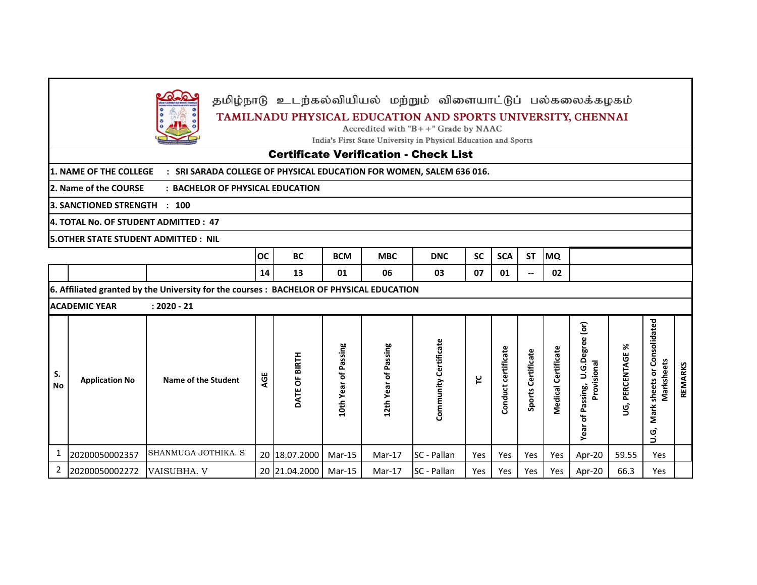தமிழ்நாடு உடற்கல்வியியல் மற்றும் விளையாட்டுப் பல்கலைக்கழகம்

# TAMILNADU PHYSICAL EDUCATION AND SPORTS UNIVERSITY, CHENNAI

Accredited with "B++" Grade by NAAC

India's First State University in Physical Education and Sports

## Certificate Verification - Check List

**1. NAME OF THE COLLEGE : SRI SARADA COLLEGE OF PHYSICAL EDUCATION FOR WOMEN, SALEM 636 016.**

**2. Name of the COURSE : BACHELOR OF PHYSICAL EDUCATION**

**3. SANCTIONED STRENGTH : 100**

**4. TOTAL No. OF STUDENT ADMITTED : 47**

**5.OTHER STATE STUDENT ADMITTED : NIL**

| OC | BC | BCM | MBC | DNC | SC | SCA | ST | MQ |
|---|---|---|---|---|---|---|---|---|
| 14 | 13 | 01 | 06 | 03 | 07 | 01 | -- | 02 |

**6. Affiliated granted by the University for the courses : BACHELOR OF PHYSICAL EDUCATION**

**ACADEMIC YEAR : 2020 - 21**

| S. No | Application No | Name of the Student | AGE | DATE OF BIRTH | 10th Year of Passing | 12th Year of Passing | Community Certificate | TC | Conduct certificate | Sports Certificate | Medical Certificate | Year of Passing, U.G.Degree (or) Provisional | UG, PERCENTAGE % | U.G, Mark sheets or Consolidated Marksheets | REMARKS |
|---|---|---|---|---|---|---|---|---|---|---|---|---|---|---|---|
| 1 | 20200050002357 | SHANMUGA JOTHIKA. S | 20 | 18.07.2000 | Mar-15 | Mar-17 | SC - Pallan | Yes | Yes | Yes | Yes | Apr-20 | 59.55 | Yes | |
| 2 | 20200050002272 | VAISUBHA. V | 20 | 21.04.2000 | Mar-15 | Mar-17 | SC - Pallan | Yes | Yes | Yes | Yes | Apr-20 | 66.3 | Yes | |